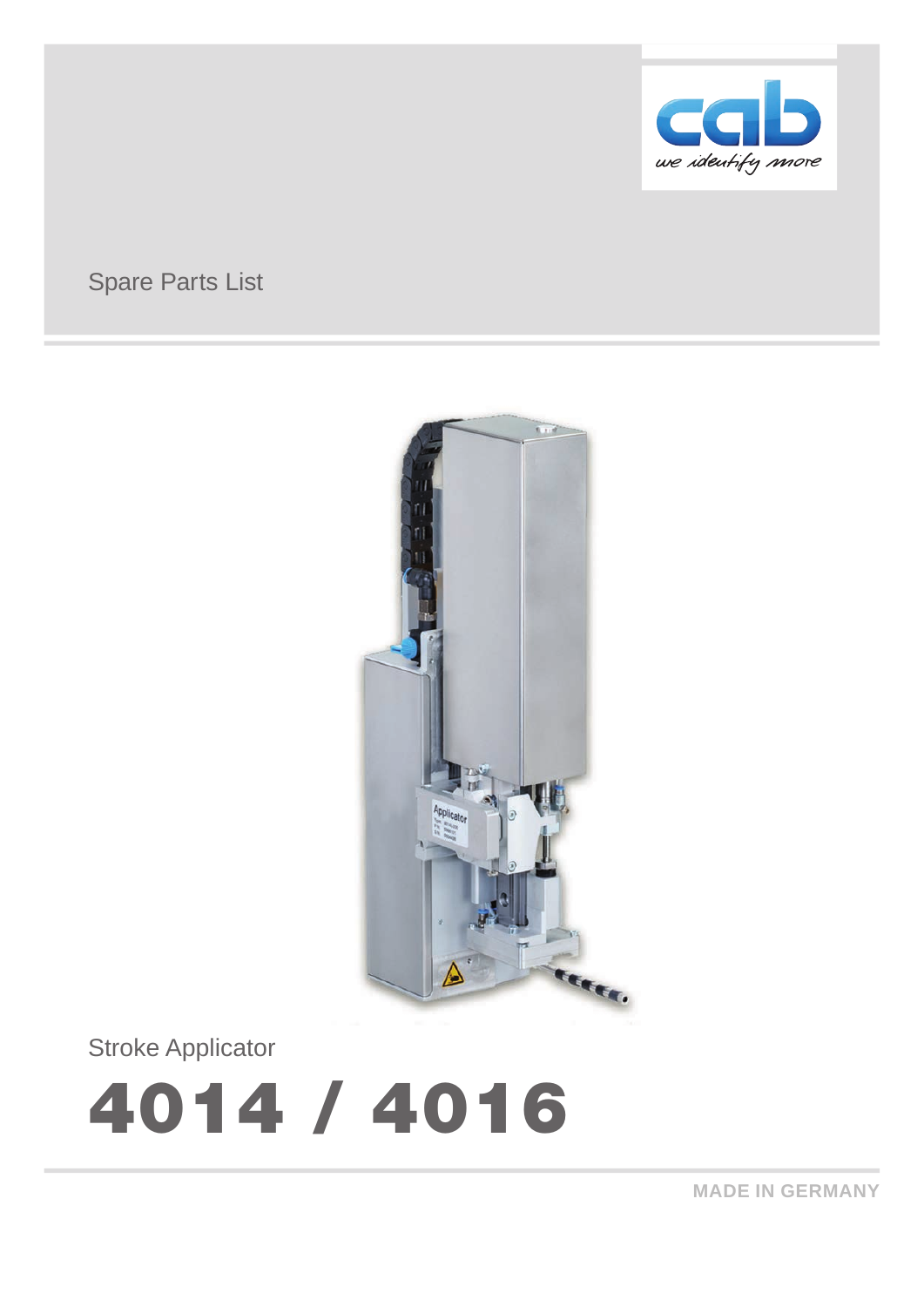cab

we identify more

Spare Parts List

Stroke Applicator

# 4014 / 4016

MADE IN GERMANY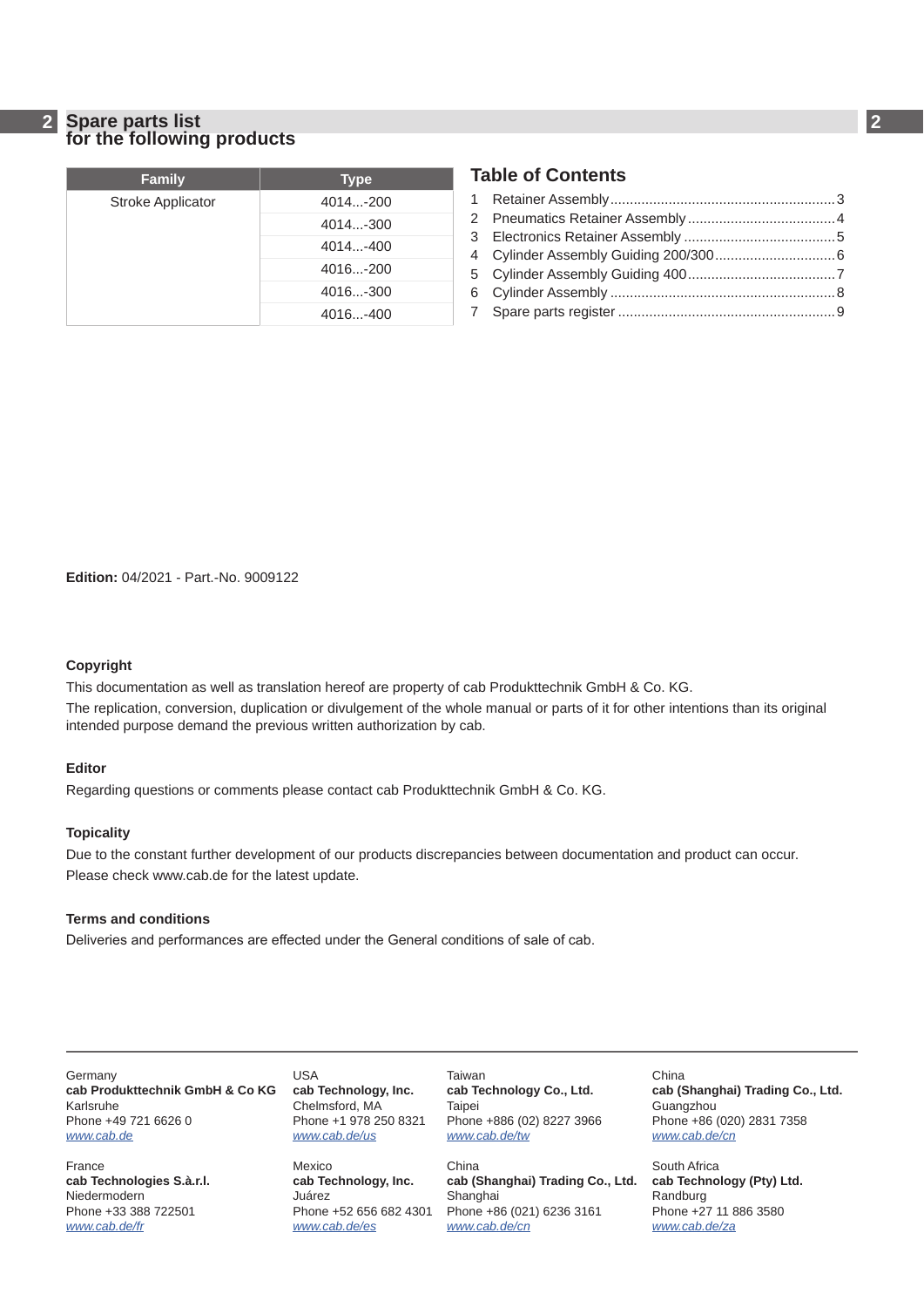# Spare parts list for the following products

| Family | Type |
|---|---|
| Stroke Applicator | 4014...-200 |
| | 4014...-300 |
| | 4014...-400 |
| | 4016...-200 |
| | 4016...-300 |
| | 4016...-400 |

## Table of Contents

1 Retainer Assembly ..... 3
2 Pneumatics Retainer Assembly ..... 4
3 Electronics Retainer Assembly ..... 5
4 Cylinder Assembly Guiding 200/300 ..... 6
5 Cylinder Assembly Guiding 400 ..... 7
6 Cylinder Assembly ..... 8
7 Spare parts register ..... 9

**Edition:** 04/2021 - Part.-No. 9009122

### Copyright

This documentation as well as translation hereof are property of cab Produkttechnik GmbH & Co. KG.

The replication, conversion, duplication or divulgement of the whole manual or parts of it for other intentions than its original intended purpose demand the previous written authorization by cab.

### Editor

Regarding questions or comments please contact cab Produkttechnik GmbH & Co. KG.

### Topicality

Due to the constant further development of our products discrepancies between documentation and product can occur. Please check www.cab.de for the latest update.

### Terms and conditions

Deliveries and performances are effected under the General conditions of sale of cab.

---

Germany
**cab Produkttechnik GmbH & Co KG**
Karlsruhe
Phone +49 721 6626 0
*www.cab.de*

USA
**cab Technology, Inc.**
Chelmsford, MA
Phone +1 978 250 8321
*www.cab.de/us*

Taiwan
**cab Technology Co., Ltd.**
Taipei
Phone +886 (02) 8227 3966
*www.cab.de/tw*

China
**cab (Shanghai) Trading Co., Ltd.**
Guangzhou
Phone +86 (020) 2831 7358
*www.cab.de/cn*

France
**cab Technologies S.à.r.l.**
Niedermodern
Phone +33 388 722501
*www.cab.de/fr*

Mexico
**cab Technology, Inc.**
Juárez
Phone +52 656 682 4301
*www.cab.de/es*

China
**cab (Shanghai) Trading Co., Ltd.**
Shanghai
Phone +86 (021) 6236 3161
*www.cab.de/cn*

South Africa
**cab Technology (Pty) Ltd.**
Randburg
Phone +27 11 886 3580
*www.cab.de/za*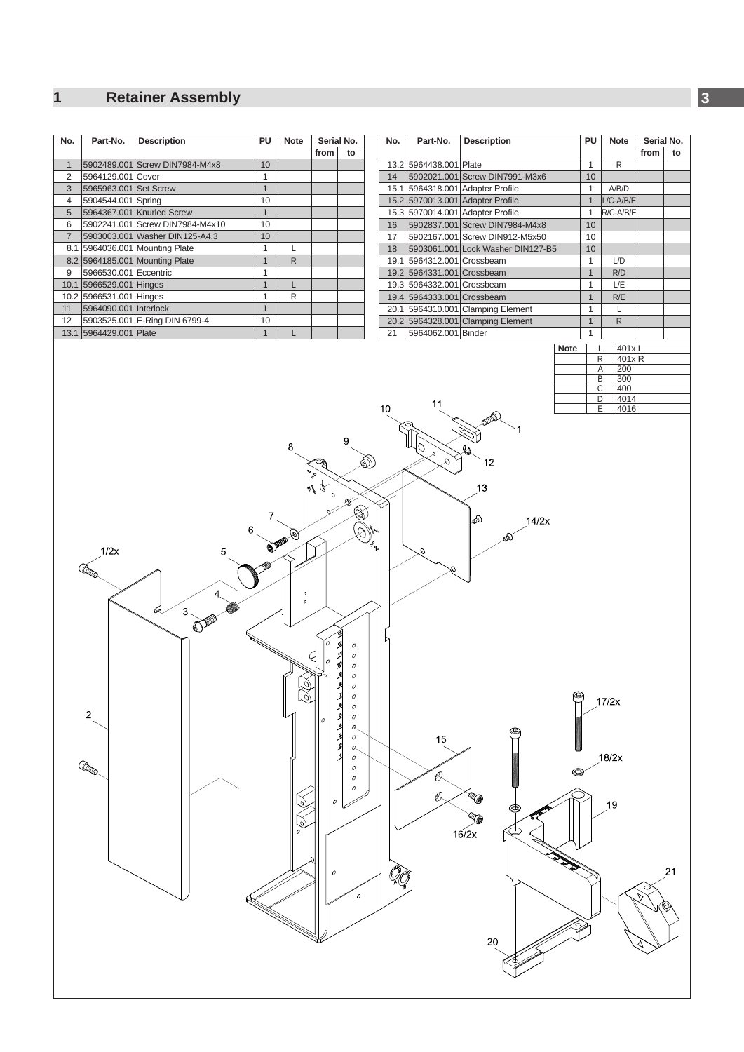# 1 Retainer Assembly

| No. | Part-No. | Description | PU | Note | Serial No. from | Serial No. to |
|---|---|---|---|---|---|---|
| 1 | 5902489.001 | Screw DIN7984-M4x8 | 10 | | | |
| 2 | 5964129.001 | Cover | 1 | | | |
| 3 | 5965963.001 | Set Screw | 1 | | | |
| 4 | 5904544.001 | Spring | 10 | | | |
| 5 | 5964367.001 | Knurled Screw | 1 | | | |
| 6 | 5902241.001 | Screw DIN7984-M4x10 | 10 | | | |
| 7 | 5903003.001 | Washer DIN125-A4.3 | 10 | | | |
| 8.1 | 5964036.001 | Mounting Plate | 1 | L | | |
| 8.2 | 5964185.001 | Mounting Plate | 1 | R | | |
| 9 | 5966530.001 | Eccentric | 1 | | | |
| 10.1 | 5966529.001 | Hinges | 1 | L | | |
| 10.2 | 5966531.001 | Hinges | 1 | R | | |
| 11 | 5964090.001 | Interlock | 1 | | | |
| 12 | 5903525.001 | E-Ring DIN 6799-4 | 10 | | | |
| 13.1 | 5964429.001 | Plate | 1 | L | | |
| 13.2 | 5964438.001 | Plate | 1 | R | | |
| 14 | 5902021.001 | Screw DIN7991-M3x6 | 10 | | | |
| 15.1 | 5964318.001 | Adapter Profile | 1 | A/B/D | | |
| 15.2 | 5970013.001 | Adapter Profile | 1 | L/C-A/B/E | | |
| 15.3 | 5970014.001 | Adapter Profile | 1 | R/C-A/B/E | | |
| 16 | 5902837.001 | Screw DIN7984-M4x8 | 10 | | | |
| 17 | 5902167.001 | Screw DIN912-M5x50 | 10 | | | |
| 18 | 5903061.001 | Lock Washer DIN127-B5 | 10 | | | |
| 19.1 | 5964312.001 | Crossbeam | 1 | L/D | | |
| 19.2 | 5964331.001 | Crossbeam | 1 | R/D | | |
| 19.3 | 5964332.001 | Crossbeam | 1 | L/E | | |
| 19.4 | 5964333.001 | Crossbeam | 1 | R/E | | |
| 20.1 | 5964310.001 | Clamping Element | 1 | L | | |
| 20.2 | 5964328.001 | Clamping Element | 1 | R | | |
| 21 | 5964062.001 | Binder | 1 | | | |

| Note | | |
|---|---|---|
| | L | 401x L |
| | R | 401x R |
| | A | 200 |
| | B | 300 |
| | C | 400 |
| | D | 4014 |
| | E | 4016 |

1/2x
2
3
4
5
6
7
8
9
10
11
1
12
13
14/2x
15
16/2x
17/2x
18/2x
19
20
21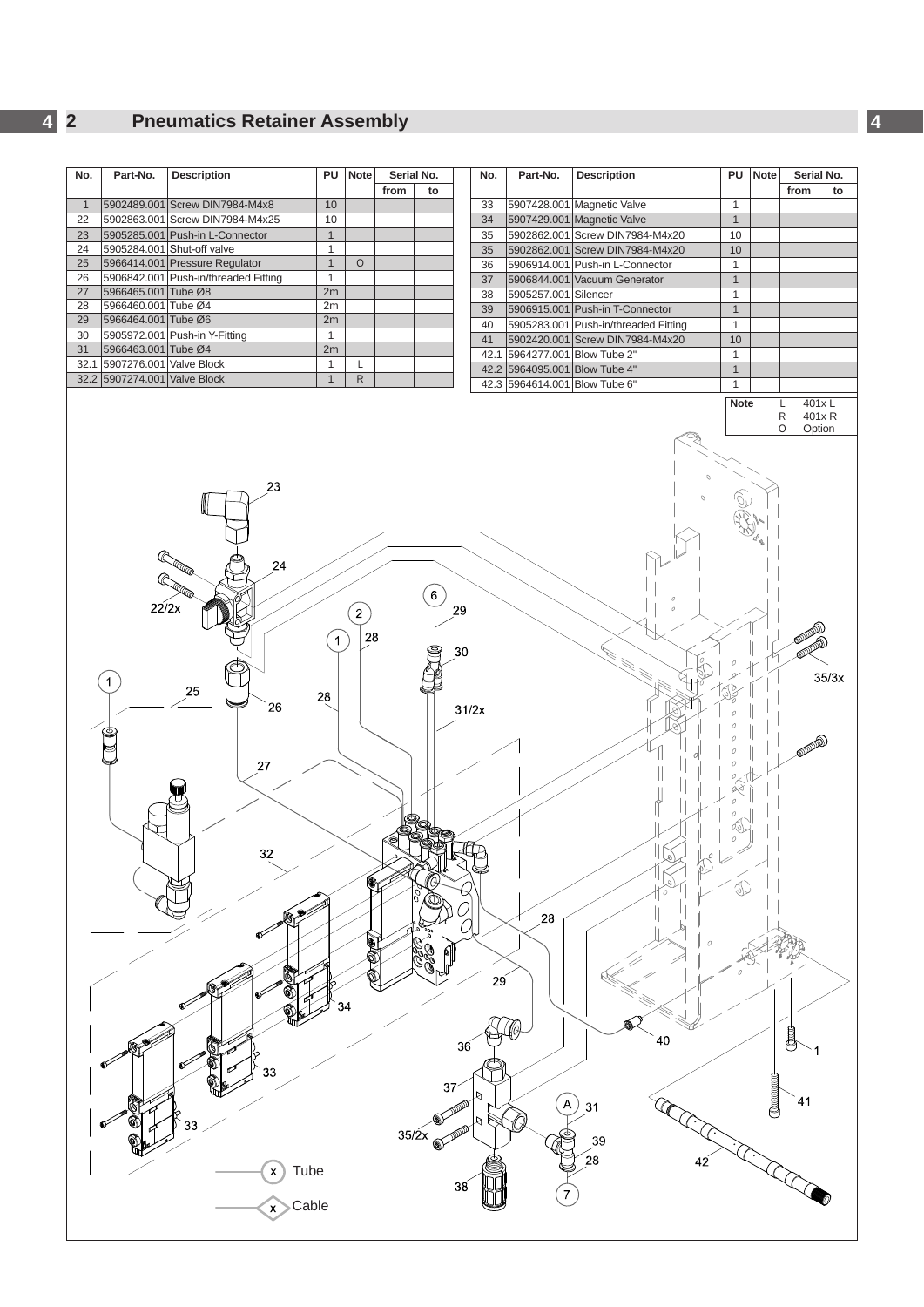## 2 Pneumatics Retainer Assembly

| No. | Part-No. | Description | PU | Note | Serial No. from | Serial No. to |
|---|---|---|---|---|---|---|
| 1 | 5902489.001 | Screw DIN7984-M4x8 | 10 | | | |
| 22 | 5902863.001 | Screw DIN7984-M4x25 | 10 | | | |
| 23 | 5905285.001 | Push-in L-Connector | 1 | | | |
| 24 | 5905284.001 | Shut-off valve | 1 | | | |
| 25 | 5966414.001 | Pressure Regulator | 1 | O | | |
| 26 | 5906842.001 | Push-in/threaded Fitting | 1 | | | |
| 27 | 5966465.001 | Tube Ø8 | 2m | | | |
| 28 | 5966460.001 | Tube Ø4 | 2m | | | |
| 29 | 5966464.001 | Tube Ø6 | 2m | | | |
| 30 | 5905972.001 | Push-in Y-Fitting | 1 | | | |
| 31 | 5966463.001 | Tube Ø4 | 2m | | | |
| 32.1 | 5907276.001 | Valve Block | 1 | L | | |
| 32.2 | 5907274.001 | Valve Block | 1 | R | | |

| No. | Part-No. | Description | PU | Note | Serial No. from | Serial No. to |
|---|---|---|---|---|---|---|
| 33 | 5907428.001 | Magnetic Valve | 1 | | | |
| 34 | 5907429.001 | Magnetic Valve | 1 | | | |
| 35 | 5902862.001 | Screw DIN7984-M4x20 | 10 | | | |
| 35 | 5902862.001 | Screw DIN7984-M4x20 | 10 | | | |
| 36 | 5906914.001 | Push-in L-Connector | 1 | | | |
| 37 | 5906844.001 | Vacuum Generator | 1 | | | |
| 38 | 5905257.001 | Silencer | 1 | | | |
| 39 | 5906915.001 | Push-in T-Connector | 1 | | | |
| 40 | 5905283.001 | Push-in/threaded Fitting | 1 | | | |
| 41 | 5902420.001 | Screw DIN7984-M4x20 | 10 | | | |
| 42.1 | 5964277.001 | Blow Tube 2" | 1 | | | |
| 42.2 | 5964095.001 | Blow Tube 4" | 1 | | | |
| 42.3 | 5964614.001 | Blow Tube 6" | 1 | | | |

| Note | | |
|---|---|---|
| | L | 401x L |
| | R | 401x R |
| | O | Option |

23
24
22/2x
6
29
2
28
1
30
1
25
26
28
31/2x
35/3x
27
32
28
34
29
33
36
40
1
37
41
A
31
33
35/2x
39
28
42
x Tube
38
7
x Cable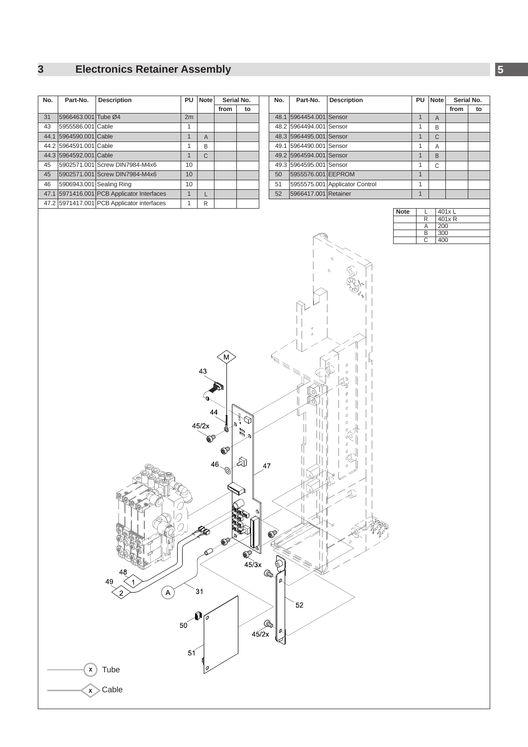## 3 Electronics Retainer Assembly

| No. | Part-No. | Description | PU | Note | Serial No. from | Serial No. to |
|---|---|---|---|---|---|---|
| 31 | 5966463.001 | Tube Ø4 | 2m | | | |
| 43 | 5955586.001 | Cable | 1 | | | |
| 44.1 | 5964590.001 | Cable | 1 | A | | |
| 44.2 | 5964591.001 | Cable | 1 | B | | |
| 44.3 | 5964592.001 | Cable | 1 | C | | |
| 45 | 5902571.001 | Screw DIN7984-M4x6 | 10 | | | |
| 45 | 5902571.001 | Screw DIN7984-M4x6 | 10 | | | |
| 46 | 5906943.001 | Sealing Ring | 10 | | | |
| 47.1 | 5971416.001 | PCB Applicator Interfaces | 1 | L | | |
| 47.2 | 5971417.001 | PCB Applicator interfaces | 1 | R | | |

| No. | Part-No. | Description | PU | Note | Serial No. from | Serial No. to |
|---|---|---|---|---|---|---|
| 48.1 | 5964454.001 | Sensor | 1 | A | | |
| 48.2 | 5964494.001 | Sensor | 1 | B | | |
| 48.3 | 5964495.001 | Sensor | 1 | C | | |
| 49.1 | 5964490.001 | Sensor | 1 | A | | |
| 49.2 | 5964594.001 | Sensor | 1 | B | | |
| 49.3 | 5964595.001 | Sensor | 1 | C | | |
| 50 | 5955576.001 | EEPROM | 1 | | | |
| 51 | 5955575.001 | Applicator Control | 1 | | | |
| 52 | 5966417.001 | Retainer | 1 | | | |

| Note | | |
|---|---|---|
| | L | 401x L |
| | R | 401x R |
| | A | 200 |
| | B | 300 |
| | C | 400 |

M
43
44
45/2x
46
47
48
49
1
2
A
31
45/3x
50
52
45/2x
51

x Tube

x Cable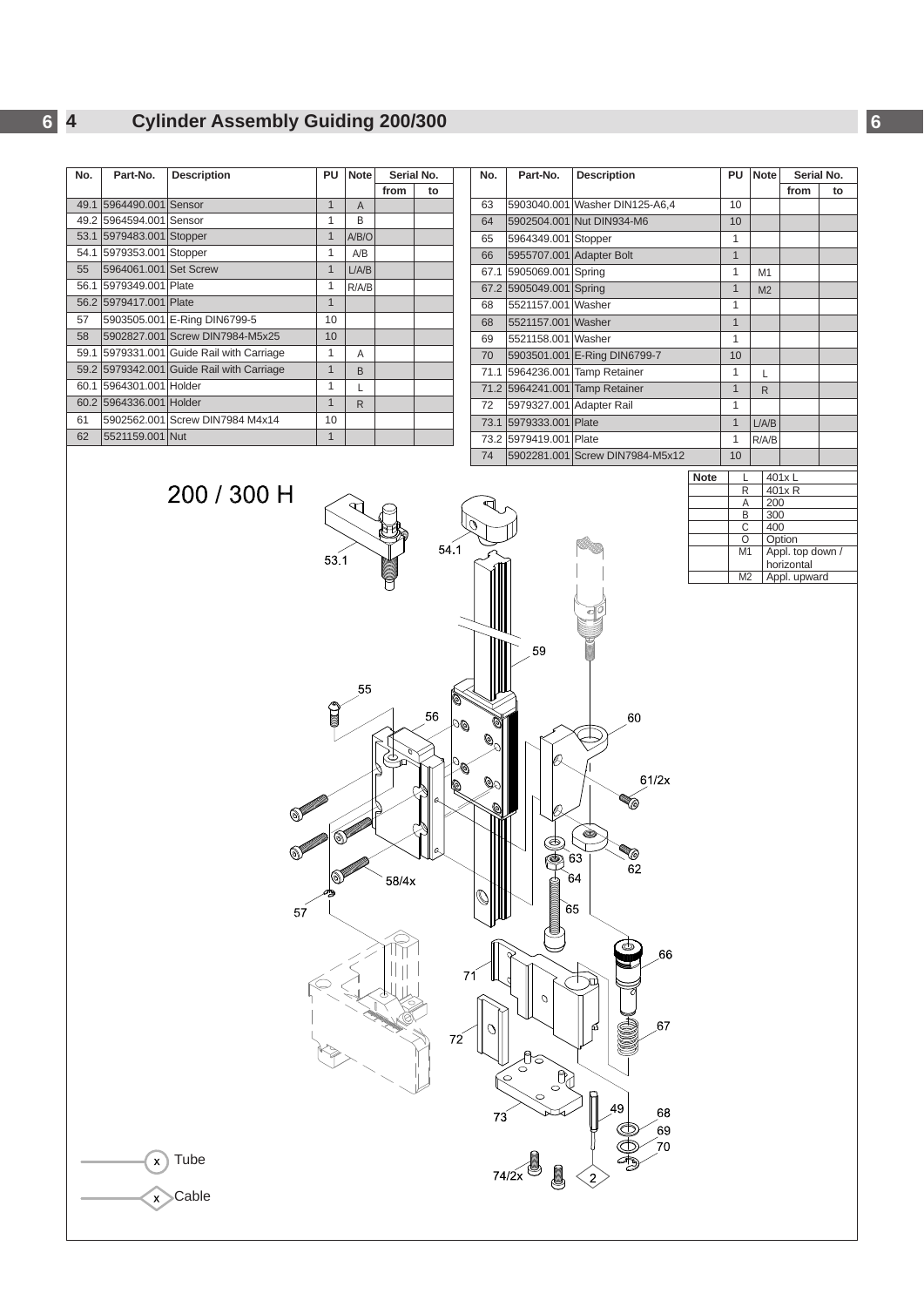# 6.4 Cylinder Assembly Guiding 200/300

| No. | Part-No. | Description | PU | Note | Serial No. from | Serial No. to |
|---|---|---|---|---|---|---|
| 49.1 | 5964490.001 | Sensor | 1 | A | | |
| 49.2 | 5964594.001 | Sensor | 1 | B | | |
| 53.1 | 5979483.001 | Stopper | 1 | A/B/O | | |
| 54.1 | 5979353.001 | Stopper | 1 | A/B | | |
| 55 | 5964061.001 | Set Screw | 1 | L/A/B | | |
| 56.1 | 5979349.001 | Plate | 1 | R/A/B | | |
| 56.2 | 5979417.001 | Plate | 1 | | | |
| 57 | 5903505.001 | E-Ring DIN6799-5 | 10 | | | |
| 58 | 5902827.001 | Screw DIN7984-M5x25 | 10 | | | |
| 59.1 | 5979331.001 | Guide Rail with Carriage | 1 | A | | |
| 59.2 | 5979342.001 | Guide Rail with Carriage | 1 | B | | |
| 60.1 | 5964301.001 | Holder | 1 | L | | |
| 60.2 | 5964336.001 | Holder | 1 | R | | |
| 61 | 5902562.001 | Screw DIN7984 M4x14 | 10 | | | |
| 62 | 5521159.001 | Nut | 1 | | | |

| No. | Part-No. | Description | PU | Note | Serial No. from | Serial No. to |
|---|---|---|---|---|---|---|
| 63 | 5903040.001 | Washer DIN125-A6,4 | 10 | | | |
| 64 | 5902504.001 | Nut DIN934-M6 | 10 | | | |
| 65 | 5964349.001 | Stopper | 1 | | | |
| 66 | 5955707.001 | Adapter Bolt | 1 | | | |
| 67.1 | 5905069.001 | Spring | 1 | M1 | | |
| 67.2 | 5905049.001 | Spring | 1 | M2 | | |
| 68 | 5521157.001 | Washer | 1 | | | |
| 68 | 5521157.001 | Washer | 1 | | | |
| 69 | 5521158.001 | Washer | 1 | | | |
| 70 | 5903501.001 | E-Ring DIN6799-7 | 10 | | | |
| 71.1 | 5964236.001 | Tamp Retainer | 1 | L | | |
| 71.2 | 5964241.001 | Tamp Retainer | 1 | R | | |
| 72 | 5979327.001 | Adapter Rail | 1 | | | |
| 73.1 | 5979333.001 | Plate | 1 | L/A/B | | |
| 73.2 | 5979419.001 | Plate | 1 | R/A/B | | |
| 74 | 5902281.001 | Screw DIN7984-M5x12 | 10 | | | |

| Note | | |
|---|---|---|
| | L | 401x L |
| | R | 401x R |
| | A | 200 |
| | B | 300 |
| | C | 400 |
| | O | Option |
| | M1 | Appl. top down / horizontal |
| | M2 | Appl. upward |

200 / 300 H

53.1
54.1
59
55
56
60
61/2x
58/4x
63
62
64
57
65
66
71
67
72
49
68
73
69
70
74/2x
2

x Tube

x Cable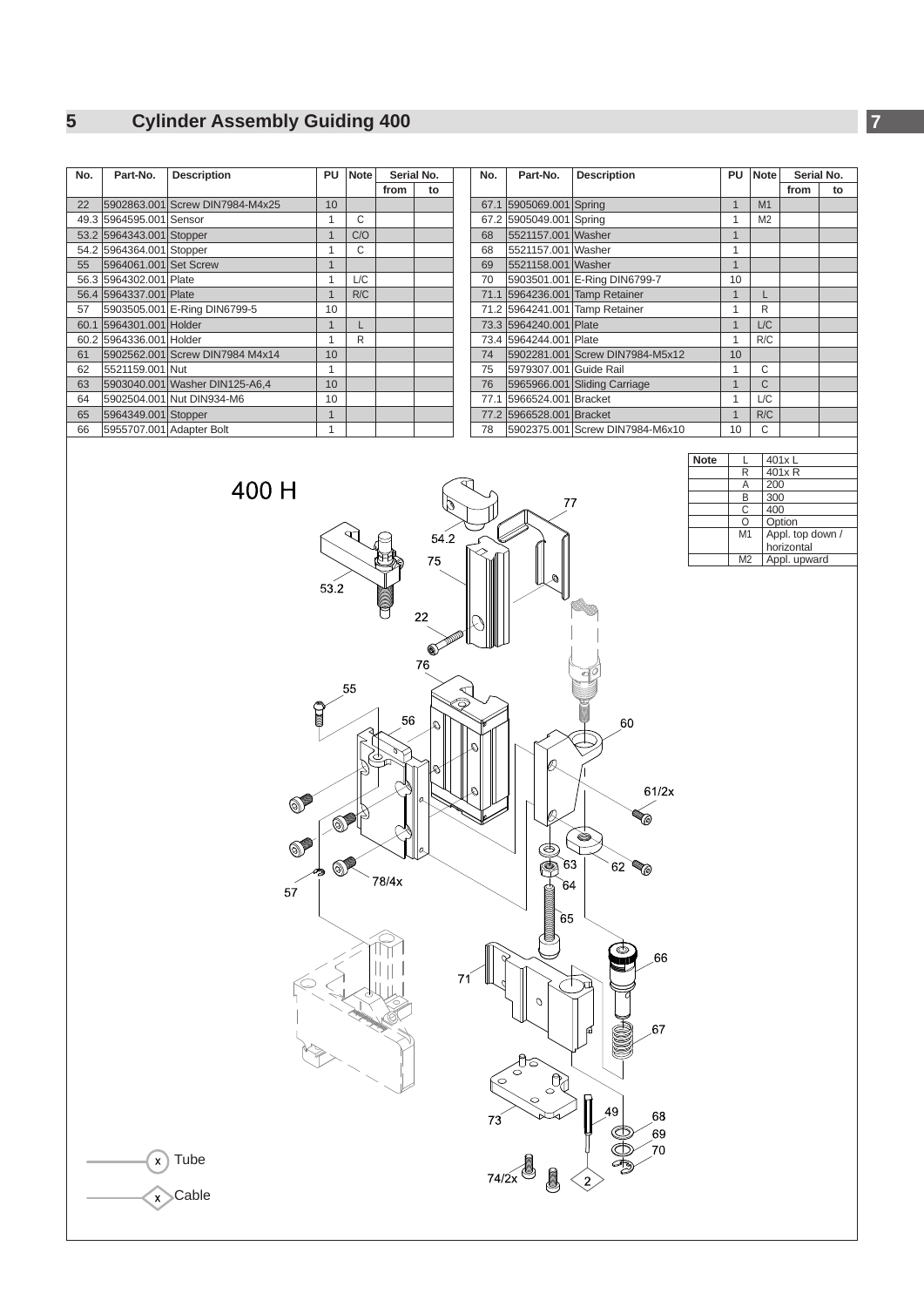# 5 Cylinder Assembly Guiding 400

| No. | Part-No. | Description | PU | Note | Serial No. from | Serial No. to |
|---|---|---|---|---|---|---|
| 22 | 5902863.001 | Screw DIN7984-M4x25 | 10 | | | |
| 49.3 | 5964595.001 | Sensor | 1 | C | | |
| 53.2 | 5964343.001 | Stopper | 1 | C/O | | |
| 54.2 | 5964364.001 | Stopper | 1 | C | | |
| 55 | 5964061.001 | Set Screw | 1 | | | |
| 56.3 | 5964302.001 | Plate | 1 | L/C | | |
| 56.4 | 5964337.001 | Plate | 1 | R/C | | |
| 57 | 5903505.001 | E-Ring DIN6799-5 | 10 | | | |
| 60.1 | 5964301.001 | Holder | 1 | L | | |
| 60.2 | 5964336.001 | Holder | 1 | R | | |
| 61 | 5902562.001 | Screw DIN7984 M4x14 | 10 | | | |
| 62 | 5521159.001 | Nut | 1 | | | |
| 63 | 5903040.001 | Washer DIN125-A6,4 | 10 | | | |
| 64 | 5902504.001 | Nut DIN934-M6 | 10 | | | |
| 65 | 5964349.001 | Stopper | 1 | | | |
| 66 | 5955707.001 | Adapter Bolt | 1 | | | |

| No. | Part-No. | Description | PU | Note | Serial No. from | Serial No. to |
|---|---|---|---|---|---|---|
| 67.1 | 5905069.001 | Spring | 1 | M1 | | |
| 67.2 | 5905049.001 | Spring | 1 | M2 | | |
| 68 | 5521157.001 | Washer | 1 | | | |
| 68 | 5521157.001 | Washer | 1 | | | |
| 69 | 5521158.001 | Washer | 1 | | | |
| 70 | 5903501.001 | E-Ring DIN6799-7 | 10 | | | |
| 71.1 | 5964236.001 | Tamp Retainer | 1 | L | | |
| 71.2 | 5964241.001 | Tamp Retainer | 1 | R | | |
| 73.3 | 5964240.001 | Plate | 1 | L/C | | |
| 73.4 | 5964244.001 | Plate | 1 | R/C | | |
| 74 | 5902281.001 | Screw DIN7984-M5x12 | 10 | | | |
| 75 | 5979307.001 | Guide Rail | 1 | C | | |
| 76 | 5965966.001 | Sliding Carriage | 1 | C | | |
| 77.1 | 5966524.001 | Bracket | 1 | L/C | | |
| 77.2 | 5966528.001 | Bracket | 1 | R/C | | |
| 78 | 5902375.001 | Screw DIN7984-M6x10 | 10 | C | | |

| Note | | |
|---|---|---|
| | L | 401x L |
| | R | 401x R |
| | A | 200 |
| | B | 300 |
| | C | 400 |
| | O | Option |
| | M1 | Appl. top down / horizontal |
| | M2 | Appl. upward |

400 H

53.2
54.2
75
77
22
76
55
56
60
61/2x
63
62
64
78/4x
57
65
66
71
67
73
49
68
69
70
74/2x
2

x Tube

x Cable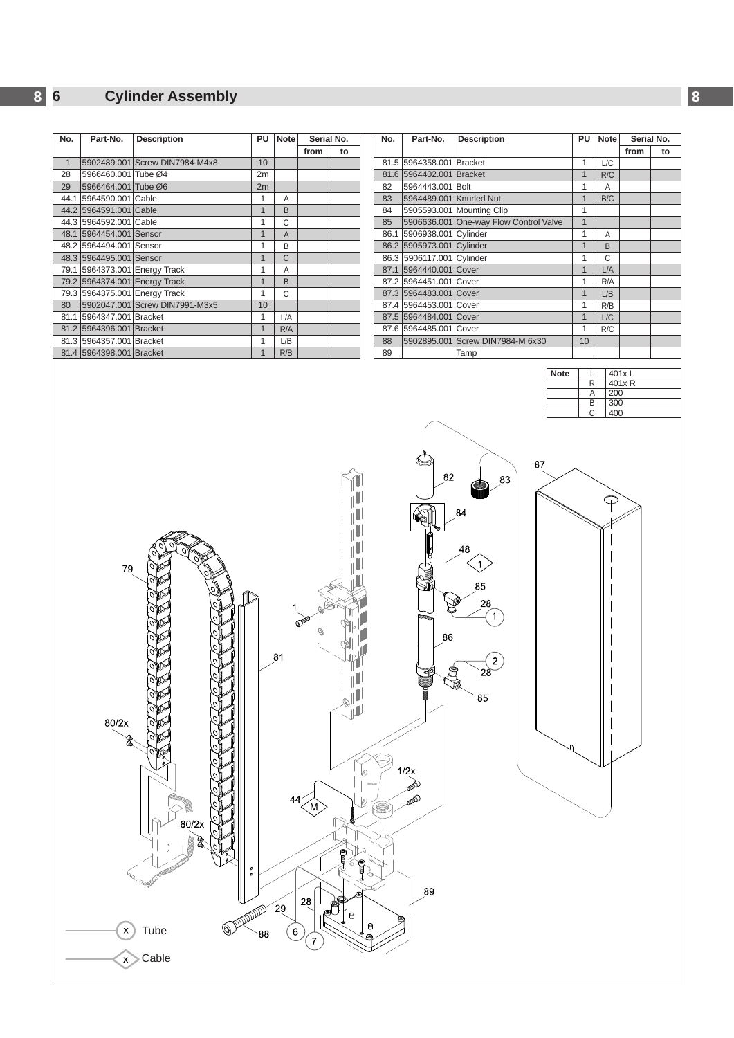## 6 Cylinder Assembly

| No. | Part-No. | Description | PU | Note | Serial No. | |
|---|---|---|---|---|---|---|
| | | | | | from | to |
| 1 | 5902489.001 | Screw DIN7984-M4x8 | 10 | | | |
| 28 | 5966460.001 | Tube Ø4 | 2m | | | |
| 29 | 5966464.001 | Tube Ø6 | 2m | | | |
| 44.1 | 5964590.001 | Cable | 1 | A | | |
| 44.2 | 5964591.001 | Cable | 1 | B | | |
| 44.3 | 5964592.001 | Cable | 1 | C | | |
| 48.1 | 5964454.001 | Sensor | 1 | A | | |
| 48.2 | 5964494.001 | Sensor | 1 | B | | |
| 48.3 | 5964495.001 | Sensor | 1 | C | | |
| 79.1 | 5964373.001 | Energy Track | 1 | A | | |
| 79.2 | 5964374.001 | Energy Track | 1 | B | | |
| 79.3 | 5964375.001 | Energy Track | 1 | C | | |
| 80 | 5902047.001 | Screw DIN7991-M3x5 | 10 | | | |
| 81.1 | 5964347.001 | Bracket | 1 | L/A | | |
| 81.2 | 5964396.001 | Bracket | 1 | R/A | | |
| 81.3 | 5964357.001 | Bracket | 1 | L/B | | |
| 81.4 | 5964398.001 | Bracket | 1 | R/B | | |
| 81.5 | 5964358.001 | Bracket | 1 | L/C | | |
| 81.6 | 5964402.001 | Bracket | 1 | R/C | | |
| 82 | 5964443.001 | Bolt | 1 | A | | |
| 83 | 5964489.001 | Knurled Nut | 1 | B/C | | |
| 84 | 5905593.001 | Mounting Clip | 1 | | | |
| 85 | 5906636.001 | One-way Flow Control Valve | 1 | | | |
| 86.1 | 5906938.001 | Cylinder | 1 | A | | |
| 86.2 | 5905973.001 | Cylinder | 1 | B | | |
| 86.3 | 5906117.001 | Cylinder | 1 | C | | |
| 87.1 | 5964440.001 | Cover | 1 | L/A | | |
| 87.2 | 5964451.001 | Cover | 1 | R/A | | |
| 87.3 | 5964483.001 | Cover | 1 | L/B | | |
| 87.4 | 5964453.001 | Cover | 1 | R/B | | |
| 87.5 | 5964484.001 | Cover | 1 | L/C | | |
| 87.6 | 5964485.001 | Cover | 1 | R/C | | |
| 88 | 5902895.001 | Screw DIN7984-M 6x30 | 10 | | | |
| 89 | | Tamp | | | | |

| Note | | |
|---|---|---|
| | L | 401x L |
| | R | 401x R |
| | A | 200 |
| | B | 300 |
| | C | 400 |

87
82
83
84
48
1
85
28
1
86
2
28
85
79
1
81
80/2x
1/2x
44
M
80/2x
89
28
29
88
6
7

x Tube

x Cable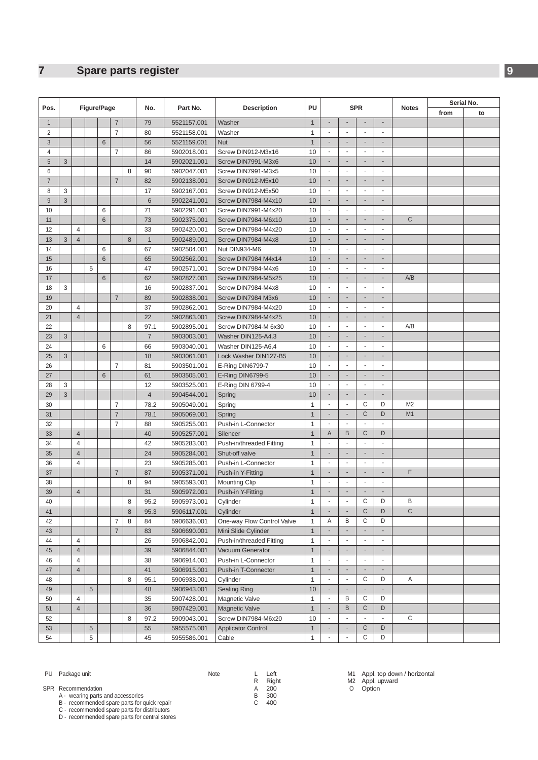# 7 Spare parts register

| Pos. | Figure/Page | | | | | | No. | Part No. | Description | PU | SPR | | | | Notes | Serial No. | |
|---|---|---|---|---|---|---|---|---|---|---|---|---|---|---|---|---|---|
| | | | | | | | | | | | | | | | | from | to |
| 1 | | | | | 7 | | 79 | 5521157.001 | Washer | 1 | - | - | - | - | | | |
| 2 | | | | | 7 | | 80 | 5521158.001 | Washer | 1 | - | - | - | - | | | |
| 3 | | | | 6 | | | 56 | 5521159.001 | Nut | 1 | - | - | - | - | | | |
| 4 | | | | | 7 | | 86 | 5902018.001 | Screw DIN912-M3x16 | 10 | - | - | - | - | | | |
| 5 | 3 | | | | | | 14 | 5902021.001 | Screw DIN7991-M3x6 | 10 | - | - | - | - | | | |
| 6 | | | | | | 8 | 90 | 5902047.001 | Screw DIN7991-M3x5 | 10 | - | - | - | - | | | |
| 7 | | | | | 7 | | 82 | 5902138.001 | Screw DIN912-M5x10 | 10 | - | - | - | - | | | |
| 8 | 3 | | | | | | 17 | 5902167.001 | Screw DIN912-M5x50 | 10 | - | - | - | - | | | |
| 9 | 3 | | | | | | 6 | 5902241.001 | Screw DIN7984-M4x10 | 10 | - | - | - | - | | | |
| 10 | | | | 6 | | | 71 | 5902291.001 | Screw DIN7991-M4x20 | 10 | - | - | - | - | | | |
| 11 | | | | 6 | | | 73 | 5902375.001 | Screw DIN7984-M6x10 | 10 | - | - | - | - | C | | |
| 12 | | 4 | | | | | 33 | 5902420.001 | Screw DIN7984-M4x20 | 10 | - | - | - | - | | | |
| 13 | 3 | 4 | | | | 8 | 1 | 5902489.001 | Screw DIN7984-M4x8 | 10 | - | - | - | - | | | |
| 14 | | | | 6 | | | 67 | 5902504.001 | Nut DIN934-M6 | 10 | - | - | - | - | | | |
| 15 | | | | 6 | | | 65 | 5902562.001 | Screw DIN7984 M4x14 | 10 | - | - | - | - | | | |
| 16 | | | 5 | | | | 47 | 5902571.001 | Screw DIN7984-M4x6 | 10 | - | - | - | - | | | |
| 17 | | | | 6 | | | 62 | 5902827.001 | Screw DIN7984-M5x25 | 10 | - | - | - | - | A/B | | |
| 18 | 3 | | | | | | 16 | 5902837.001 | Screw DIN7984-M4x8 | 10 | - | - | - | - | | | |
| 19 | | | | | 7 | | 89 | 5902838.001 | Screw DIN7984 M3x6 | 10 | - | - | - | - | | | |
| 20 | | 4 | | | | | 37 | 5902862.001 | Screw DIN7984-M4x20 | 10 | - | - | - | - | | | |
| 21 | | 4 | | | | | 22 | 5902863.001 | Screw DIN7984-M4x25 | 10 | - | - | - | - | | | |
| 22 | | | | | | 8 | 97.1 | 5902895.001 | Screw DIN7984-M 6x30 | 10 | - | - | - | - | A/B | | |
| 23 | 3 | | | | | | 7 | 5903003.001 | Washer DIN125-A4.3 | 10 | - | - | - | - | | | |
| 24 | | | | 6 | | | 66 | 5903040.001 | Washer DIN125-A6,4 | 10 | - | - | - | - | | | |
| 25 | 3 | | | | | | 18 | 5903061.001 | Lock Washer DIN127-B5 | 10 | - | - | - | - | | | |
| 26 | | | | | 7 | | 81 | 5903501.001 | E-Ring DIN6799-7 | 10 | - | - | - | - | | | |
| 27 | | | | 6 | | | 61 | 5903505.001 | E-Ring DIN6799-5 | 10 | - | - | - | - | | | |
| 28 | 3 | | | | | | 12 | 5903525.001 | E-Ring DIN 6799-4 | 10 | - | - | - | - | | | |
| 29 | 3 | | | | | | 4 | 5904544.001 | Spring | 10 | - | - | - | - | | | |
| 30 | | | | | 7 | | 78.2 | 5905049.001 | Spring | 1 | - | - | C | D | M2 | | |
| 31 | | | | | 7 | | 78.1 | 5905069.001 | Spring | 1 | - | - | C | D | M1 | | |
| 32 | | | | | 7 | | 88 | 5905255.001 | Push-in L-Connector | 1 | - | - | - | - | | | |
| 33 | | 4 | | | | | 40 | 5905257.001 | Silencer | 1 | A | B | C | D | | | |
| 34 | | 4 | | | | | 42 | 5905283.001 | Push-in/threaded Fitting | 1 | - | - | - | - | | | |
| 35 | | 4 | | | | | 24 | 5905284.001 | Shut-off valve | 1 | - | - | - | - | | | |
| 36 | | 4 | | | | | 23 | 5905285.001 | Push-in L-Connector | 1 | - | - | - | - | | | |
| 37 | | | | | 7 | | 87 | 5905371.001 | Push-in Y-Fitting | 1 | - | - | - | - | E | | |
| 38 | | | | | | 8 | 94 | 5905593.001 | Mounting Clip | 1 | - | - | - | - | | | |
| 39 | | 4 | | | | | 31 | 5905972.001 | Push-in Y-Fitting | 1 | - | - | - | - | | | |
| 40 | | | | | | 8 | 95.2 | 5905973.001 | Cylinder | 1 | - | - | C | D | B | | |
| 41 | | | | | | 8 | 95.3 | 5906117.001 | Cylinder | 1 | - | - | C | D | C | | |
| 42 | | | | | 7 | 8 | 84 | 5906636.001 | One-way Flow Control Valve | 1 | A | B | C | D | | | |
| 43 | | | | | 7 | | 83 | 5906690.001 | Mini Slide Cylinder | 1 | - | - | - | - | | | |
| 44 | | 4 | | | | | 26 | 5906842.001 | Push-in/threaded Fitting | 1 | - | - | - | - | | | |
| 45 | | 4 | | | | | 39 | 5906844.001 | Vacuum Generator | 1 | - | - | - | - | | | |
| 46 | | 4 | | | | | 38 | 5906914.001 | Push-in L-Connector | 1 | - | - | - | - | | | |
| 47 | | 4 | | | | | 41 | 5906915.001 | Push-in T-Connector | 1 | - | - | - | - | | | |
| 48 | | | | | | 8 | 95.1 | 5906938.001 | Cylinder | 1 | - | - | C | D | A | | |
| 49 | | | 5 | | | | 48 | 5906943.001 | Sealing Ring | 10 | - | - | - | - | | | |
| 50 | | 4 | | | | | 35 | 5907428.001 | Magnetic Valve | 1 | - | B | C | D | | | |
| 51 | | 4 | | | | | 36 | 5907429.001 | Magnetic Valve | 1 | - | B | C | D | | | |
| 52 | | | | | | 8 | 97.2 | 5909043.001 | Screw DIN7984-M6x20 | 10 | - | - | - | - | C | | |
| 53 | | | 5 | | | | 55 | 5955575.001 | Applicator Control | 1 | - | - | C | D | | | |
| 54 | | | 5 | | | | 45 | 5955586.001 | Cable | 1 | - | - | C | D | | | |

PU Package unit

SPR Recommendation
- A - wearing parts and accessories
- B - recommended spare parts for quick repair
- C - recommended spare parts for distributors
- D - recommended spare parts for central stores

Note
- L Left
- R Right
- A 200
- B 300
- C 400

- M1 Appl. top down / horizontal
- M2 Appl. upward
- O Option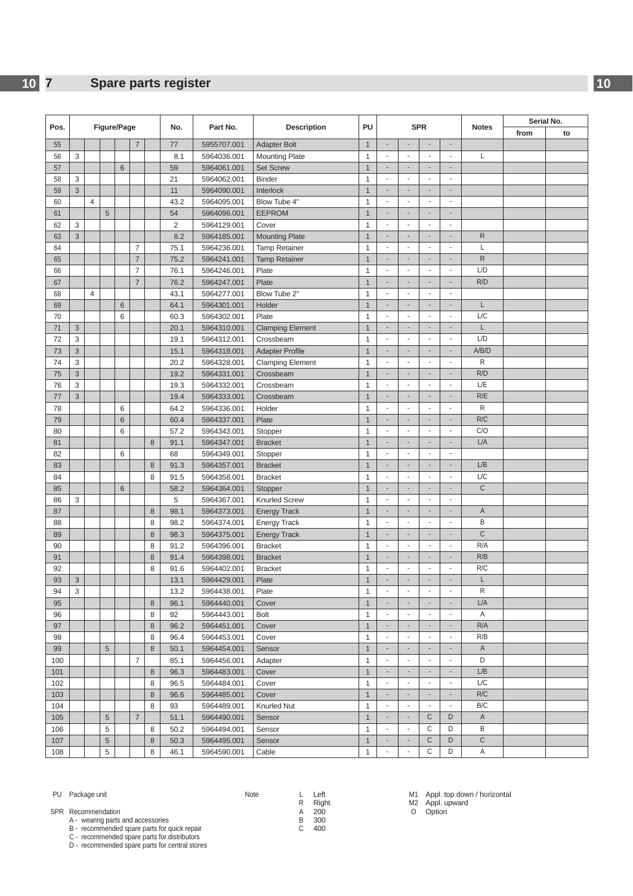## 7 Spare parts register

| Pos. | Figure/Page | | | | | | No. | Part No. | Description | PU | SPR | | | | Notes | Serial No. | |
|---|---|---|---|---|---|---|---|---|---|---|---|---|---|---|---|---|---|
| | | | | | | | | | | | | | | | | from | to |
| 55 | | | | | 7 | | 77 | 5955707.001 | Adapter Bolt | 1 | - | - | - | - | | | |
| 56 | 3 | | | | | | 8.1 | 5964036.001 | Mounting Plate | 1 | - | - | - | - | L | | |
| 57 | | | | 6 | | | 59 | 5964061.001 | Set Screw | 1 | - | - | - | - | | | |
| 58 | 3 | | | | | | 21 | 5964062.001 | Binder | 1 | - | - | - | - | | | |
| 59 | 3 | | | | | | 11 | 5964090.001 | Interlock | 1 | - | - | - | - | | | |
| 60 | | 4 | | | | | 43.2 | 5964095.001 | Blow Tube 4" | 1 | - | - | - | - | | | |
| 61 | | | 5 | | | | 54 | 5964096.001 | EEPROM | 1 | - | - | - | - | | | |
| 62 | 3 | | | | | | 2 | 5964129.001 | Cover | 1 | - | - | - | - | | | |
| 63 | 3 | | | | | | 8.2 | 5964185.001 | Mounting Plate | 1 | - | - | - | - | R | | |
| 64 | | | | | 7 | | 75.1 | 5964236.001 | Tamp Retainer | 1 | - | - | - | - | L | | |
| 65 | | | | | 7 | | 75.2 | 5964241.001 | Tamp Retainer | 1 | - | - | - | - | R | | |
| 66 | | | | | 7 | | 76.1 | 5964246.001 | Plate | 1 | - | - | - | - | L/D | | |
| 67 | | | | | 7 | | 76.2 | 5964247.001 | Plate | 1 | - | - | - | - | R/D | | |
| 68 | | 4 | | | | | 43.1 | 5964277.001 | Blow Tube 2" | 1 | - | - | - | - | | | |
| 69 | | | | 6 | | | 64.1 | 5964301.001 | Holder | 1 | - | - | - | - | L | | |
| 70 | | | | 6 | | | 60.3 | 5964302.001 | Plate | 1 | - | - | - | - | L/C | | |
| 71 | 3 | | | | | | 20.1 | 5964310.001 | Clamping Element | 1 | - | - | - | - | L | | |
| 72 | 3 | | | | | | 19.1 | 5964312.001 | Crossbeam | 1 | - | - | - | - | L/D | | |
| 73 | 3 | | | | | | 15.1 | 5964318.001 | Adapter Profile | 1 | - | - | - | - | A/B/D | | |
| 74 | 3 | | | | | | 20.2 | 5964328.001 | Clamping Element | 1 | - | - | - | - | R | | |
| 75 | 3 | | | | | | 19.2 | 5964331.001 | Crossbeam | 1 | - | - | - | - | R/D | | |
| 76 | 3 | | | | | | 19.3 | 5964332.001 | Crossbeam | 1 | - | - | - | - | L/E | | |
| 77 | 3 | | | | | | 19.4 | 5964333.001 | Crossbeam | 1 | - | - | - | - | R/E | | |
| 78 | | | | 6 | | | 64.2 | 5964336.001 | Holder | 1 | - | - | - | - | R | | |
| 79 | | | | 6 | | | 60.4 | 5964337.001 | Plate | 1 | - | - | - | - | R/C | | |
| 80 | | | | 6 | | | 57.2 | 5964343.001 | Stopper | 1 | - | - | - | - | C/O | | |
| 81 | | | | | | 8 | 91.1 | 5964347.001 | Bracket | 1 | - | - | - | - | L/A | | |
| 82 | | | | 6 | | | 68 | 5964349.001 | Stopper | 1 | - | - | - | - | | | |
| 83 | | | | | | 8 | 91.3 | 5964357.001 | Bracket | 1 | - | - | - | - | L/B | | |
| 84 | | | | | | 8 | 91.5 | 5964358.001 | Bracket | 1 | - | - | - | - | L/C | | |
| 85 | | | | 6 | | | 58.2 | 5964364.001 | Stopper | 1 | - | - | - | - | C | | |
| 86 | 3 | | | | | | 5 | 5964367.001 | Knurled Screw | 1 | - | - | - | - | | | |
| 87 | | | | | | 8 | 98.1 | 5964373.001 | Energy Track | 1 | - | - | - | - | A | | |
| 88 | | | | | | 8 | 98.2 | 5964374.001 | Energy Track | 1 | - | - | - | - | B | | |
| 89 | | | | | | 8 | 98.3 | 5964375.001 | Energy Track | 1 | - | - | - | - | C | | |
| 90 | | | | | | 8 | 91.2 | 5964396.001 | Bracket | 1 | - | - | - | - | R/A | | |
| 91 | | | | | | 8 | 91.4 | 5964398.001 | Bracket | 1 | - | - | - | - | R/B | | |
| 92 | | | | | | 8 | 91.6 | 5964402.001 | Bracket | 1 | - | - | - | - | R/C | | |
| 93 | 3 | | | | | | 13.1 | 5964429.001 | Plate | 1 | - | - | - | - | L | | |
| 94 | 3 | | | | | | 13.2 | 5964438.001 | Plate | 1 | - | - | - | - | R | | |
| 95 | | | | | | 8 | 96.1 | 5964440.001 | Cover | 1 | - | - | - | - | L/A | | |
| 96 | | | | | | 8 | 92 | 5964443.001 | Bolt | 1 | - | - | - | - | A | | |
| 97 | | | | | | 8 | 96.2 | 5964451.001 | Cover | 1 | - | - | - | - | R/A | | |
| 98 | | | | | | 8 | 96.4 | 5964453.001 | Cover | 1 | - | - | - | - | R/B | | |
| 99 | | | 5 | | | 8 | 50.1 | 5964454.001 | Sensor | 1 | - | - | - | - | A | | |
| 100 | | | | | 7 | | 85.1 | 5964456.001 | Adapter | 1 | - | - | - | - | D | | |
| 101 | | | | | | 8 | 96.3 | 5964483.001 | Cover | 1 | - | - | - | - | L/B | | |
| 102 | | | | | | 8 | 96.5 | 5964484.001 | Cover | 1 | - | - | - | - | L/C | | |
| 103 | | | | | | 8 | 96.6 | 5964485.001 | Cover | 1 | - | - | - | - | R/C | | |
| 104 | | | | | | 8 | 93 | 5964489.001 | Knurled Nut | 1 | - | - | - | - | B/C | | |
| 105 | | | 5 | | 7 | | 51.1 | 5964490.001 | Sensor | 1 | - | - | C | D | A | | |
| 106 | | | 5 | | | 8 | 50.2 | 5964494.001 | Sensor | 1 | - | - | C | D | B | | |
| 107 | | | 5 | | | 8 | 50.3 | 5964495.001 | Sensor | 1 | - | - | C | D | C | | |
| 108 | | | 5 | | | 8 | 46.1 | 5964590.001 | Cable | 1 | - | - | C | D | A | | |

PU Package unit

SPR Recommendation
- A - wearing parts and accessories
- B - recommended spare parts for quick repair
- C - recommended spare parts for distributors
- D - recommended spare parts for central stores

Note
- L Left
- R Right
- A 200
- B 300
- C 400

- M1 Appl. top down / horizontal
- M2 Appl. upward
- O Option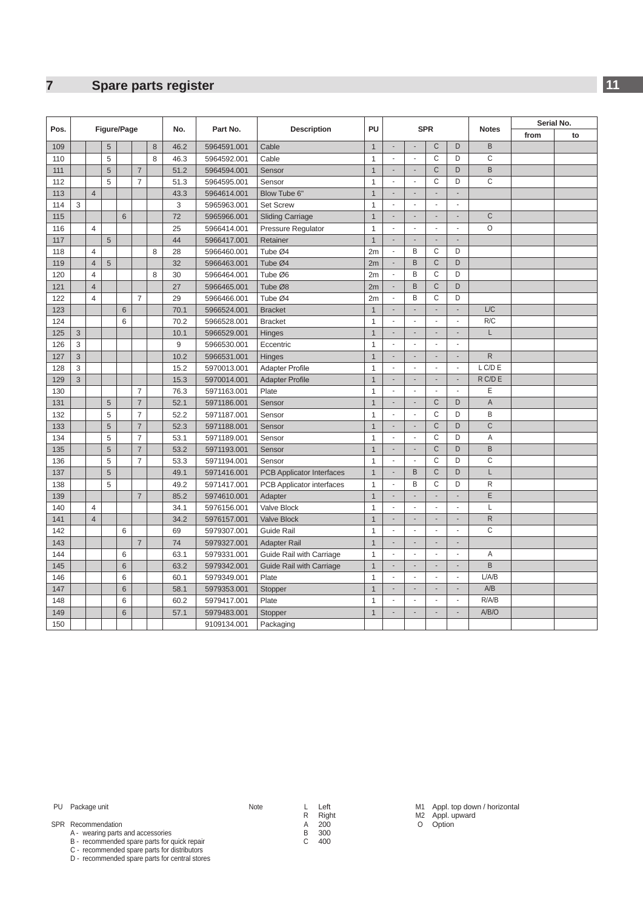# 7 Spare parts register

| Pos. | Figure/Page | | | | | | No. | Part No. | Description | PU | SPR | | | | Notes | Serial No. | |
|---|---|---|---|---|---|---|---|---|---|---|---|---|---|---|---|---|---|
| | | | | | | | | | | | | | | | | from | to |
| 109 | | | 5 | | | 8 | 46.2 | 5964591.001 | Cable | 1 | - | - | C | D | B | | |
| 110 | | | 5 | | | 8 | 46.3 | 5964592.001 | Cable | 1 | - | - | C | D | C | | |
| 111 | | | 5 | | 7 | | 51.2 | 5964594.001 | Sensor | 1 | - | - | C | D | B | | |
| 112 | | | 5 | | 7 | | 51.3 | 5964595.001 | Sensor | 1 | - | - | C | D | C | | |
| 113 | | 4 | | | | | 43.3 | 5964614.001 | Blow Tube 6" | 1 | - | - | - | - | | | |
| 114 | 3 | | | | | | 3 | 5965963.001 | Set Screw | 1 | - | - | - | - | | | |
| 115 | | | | 6 | | | 72 | 5965966.001 | Sliding Carriage | 1 | - | - | - | - | C | | |
| 116 | | 4 | | | | | 25 | 5966414.001 | Pressure Regulator | 1 | - | - | - | - | O | | |
| 117 | | | 5 | | | | 44 | 5966417.001 | Retainer | 1 | - | - | - | - | | | |
| 118 | | 4 | | | | 8 | 28 | 5966460.001 | Tube Ø4 | 2m | - | B | C | D | | | |
| 119 | | 4 | 5 | | | | 32 | 5966463.001 | Tube Ø4 | 2m | - | B | C | D | | | |
| 120 | | 4 | | | | 8 | 30 | 5966464.001 | Tube Ø6 | 2m | - | B | C | D | | | |
| 121 | | 4 | | | | | 27 | 5966465.001 | Tube Ø8 | 2m | - | B | C | D | | | |
| 122 | | 4 | | | 7 | | 29 | 5966466.001 | Tube Ø4 | 2m | - | B | C | D | | | |
| 123 | | | | 6 | | | 70.1 | 5966524.001 | Bracket | 1 | - | - | - | - | L/C | | |
| 124 | | | | 6 | | | 70.2 | 5966528.001 | Bracket | 1 | - | - | - | - | R/C | | |
| 125 | 3 | | | | | | 10.1 | 5966529.001 | Hinges | 1 | - | - | - | - | L | | |
| 126 | 3 | | | | | | 9 | 5966530.001 | Eccentric | 1 | - | - | - | - | | | |
| 127 | 3 | | | | | | 10.2 | 5966531.001 | Hinges | 1 | - | - | - | - | R | | |
| 128 | 3 | | | | | | 15.2 | 5970013.001 | Adapter Profile | 1 | - | - | - | - | L C/D E | | |
| 129 | 3 | | | | | | 15.3 | 5970014.001 | Adapter Profile | 1 | - | - | - | - | R C/D E | | |
| 130 | | | | | 7 | | 76.3 | 5971163.001 | Plate | 1 | - | - | - | - | E | | |
| 131 | | | 5 | | 7 | | 52.1 | 5971186.001 | Sensor | 1 | - | - | C | D | A | | |
| 132 | | | 5 | | 7 | | 52.2 | 5971187.001 | Sensor | 1 | - | - | C | D | B | | |
| 133 | | | 5 | | 7 | | 52.3 | 5971188.001 | Sensor | 1 | - | - | C | D | C | | |
| 134 | | | 5 | | 7 | | 53.1 | 5971189.001 | Sensor | 1 | - | - | C | D | A | | |
| 135 | | | 5 | | 7 | | 53.2 | 5971193.001 | Sensor | 1 | - | - | C | D | B | | |
| 136 | | | 5 | | 7 | | 53.3 | 5971194.001 | Sensor | 1 | - | - | C | D | C | | |
| 137 | | | 5 | | | | 49.1 | 5971416.001 | PCB Applicator Interfaces | 1 | - | B | C | D | L | | |
| 138 | | | 5 | | | | 49.2 | 5971417.001 | PCB Applicator interfaces | 1 | - | B | C | D | R | | |
| 139 | | | | | 7 | | 85.2 | 5974610.001 | Adapter | 1 | - | - | - | - | E | | |
| 140 | | 4 | | | | | 34.1 | 5976156.001 | Valve Block | 1 | - | - | - | - | L | | |
| 141 | | 4 | | | | | 34.2 | 5976157.001 | Valve Block | 1 | - | - | - | - | R | | |
| 142 | | | | 6 | | | 69 | 5979307.001 | Guide Rail | 1 | - | - | - | - | C | | |
| 143 | | | | | 7 | | 74 | 5979327.001 | Adapter Rail | 1 | - | - | - | - | | | |
| 144 | | | | 6 | | | 63.1 | 5979331.001 | Guide Rail with Carriage | 1 | - | - | - | - | A | | |
| 145 | | | | 6 | | | 63.2 | 5979342.001 | Guide Rail with Carriage | 1 | - | - | - | - | B | | |
| 146 | | | | 6 | | | 60.1 | 5979349.001 | Plate | 1 | - | - | - | - | L/A/B | | |
| 147 | | | | 6 | | | 58.1 | 5979353.001 | Stopper | 1 | - | - | - | - | A/B | | |
| 148 | | | | 6 | | | 60.2 | 5979417.001 | Plate | 1 | - | - | - | - | R/A/B | | |
| 149 | | | | 6 | | | 57.1 | 5979483.001 | Stopper | 1 | - | - | - | - | A/B/O | | |
| 150 | | | | | | | | 9109134.001 | Packaging | | | | | | | | |

PU Package unit

SPR Recommendation
A - wearing parts and accessories
B - recommended spare parts for quick repair
C - recommended spare parts for distributors
D - recommended spare parts for central stores

Note
L Left
R Right
A 200
B 300
C 400

M1 Appl. top down / horizontal
M2 Appl. upward
O Option